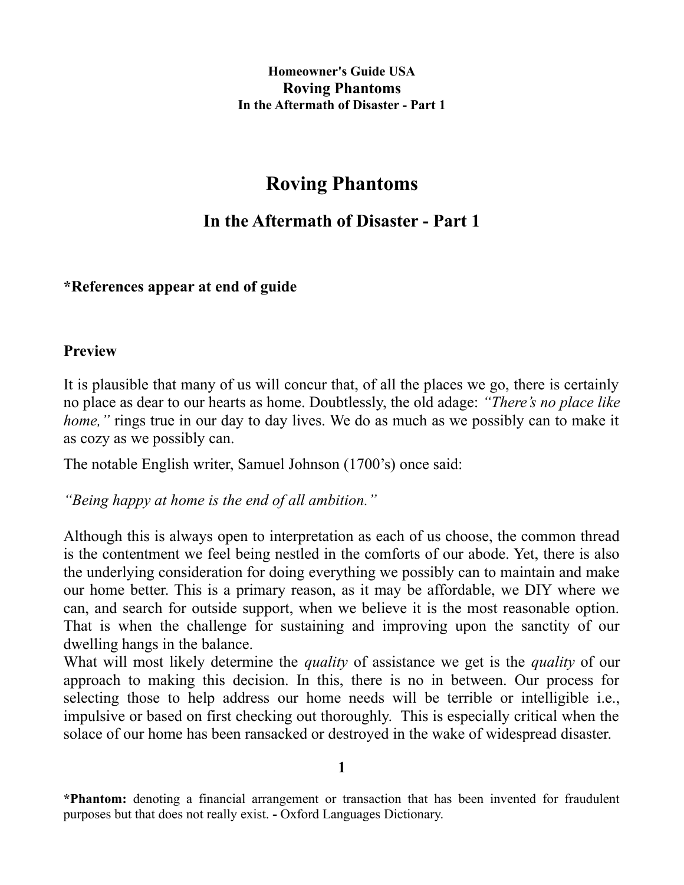# Roving Phantoms

## In the Aftermath of Disaster - Part 1

**\*References appear at end of guide**

**Preview**

It is plausible that many of us will concur that, of all the places we go, there is certainly no place as dear to our hearts as home. Doubtlessly, the old adage: *"There's no place like home,"* rings true in our day to day lives. We do as much as we possibly can to make it as cozy as we possibly can.

The notable English writer, Samuel Johnson (1700's) once said:

*"Being happy at home is the end of all ambition."*

Although this is always open to interpretation as each of us choose, the common thread is the contentment we feel being nestled in the comforts of our abode. Yet, there is also the underlying consideration for doing everything we possibly can to maintain and make our home better. This is a primary reason, as it may be affordable, we DIY where we can, and search for outside support, when we believe it is the most reasonable option. That is when the challenge for sustaining and improving upon the sanctity of our dwelling hangs in the balance.

What will most likely determine the *quality* of assistance we get is the *quality* of our approach to making this decision. In this, there is no in between. Our process for selecting those to help address our home needs will be terrible or intelligible i.e., impulsive or based on first checking out thoroughly. This is especially critical when the solace of our home has been ransacked or destroyed in the wake of widespread disaster.

**\*Phantom:** denoting a financial arrangement or transaction that has been invented for fraudulent purposes but that does not really exist. **-** Oxford Languages Dictionary.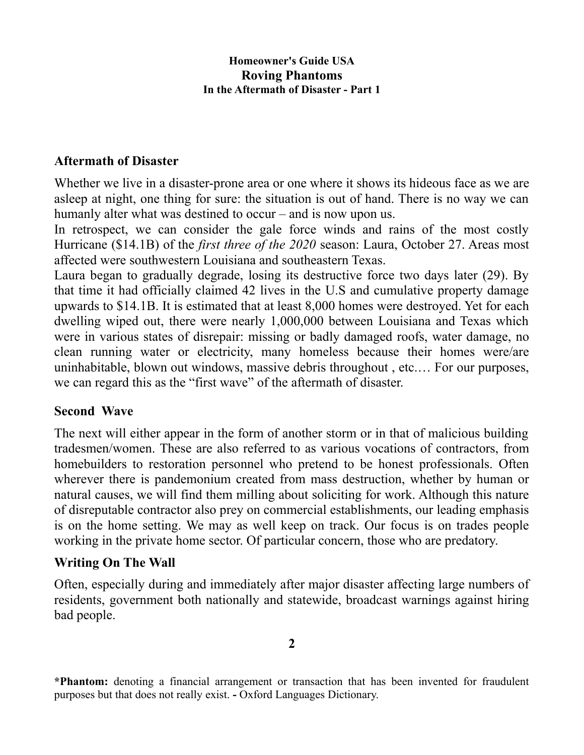**Homeowner's Guide USA**
**Roving Phantoms**
**In the Aftermath of Disaster - Part 1**

## Aftermath of Disaster

Whether we live in a disaster-prone area or one where it shows its hideous face as we are asleep at night, one thing for sure: the situation is out of hand. There is no way we can humanly alter what was destined to occur – and is now upon us.

In retrospect, we can consider the gale force winds and rains of the most costly Hurricane ($14.1B) of the *first three of the 2020* season: Laura, October 27. Areas most affected were southwestern Louisiana and southeastern Texas.

Laura began to gradually degrade, losing its destructive force two days later (29). By that time it had officially claimed 42 lives in the U.S and cumulative property damage upwards to $14.1B. It is estimated that at least 8,000 homes were destroyed. Yet for each dwelling wiped out, there were nearly 1,000,000 between Louisiana and Texas which were in various states of disrepair: missing or badly damaged roofs, water damage, no clean running water or electricity, many homeless because their homes were/are uninhabitable, blown out windows, massive debris throughout , etc.… For our purposes, we can regard this as the "first wave" of the aftermath of disaster.

## Second Wave

The next will either appear in the form of another storm or in that of malicious building tradesmen/women. These are also referred to as various vocations of contractors, from homebuilders to restoration personnel who pretend to be honest professionals. Often wherever there is pandemonium created from mass destruction, whether by human or natural causes, we will find them milling about soliciting for work. Although this nature of disreputable contractor also prey on commercial establishments, our leading emphasis is on the home setting. We may as well keep on track. Our focus is on trades people working in the private home sector. Of particular concern, those who are predatory.

## Writing On The Wall

Often, especially during and immediately after major disaster affecting large numbers of residents, government both nationally and statewide, broadcast warnings against hiring bad people.

**\*Phantom:** denoting a financial arrangement or transaction that has been invented for fraudulent purposes but that does not really exist. **-** Oxford Languages Dictionary.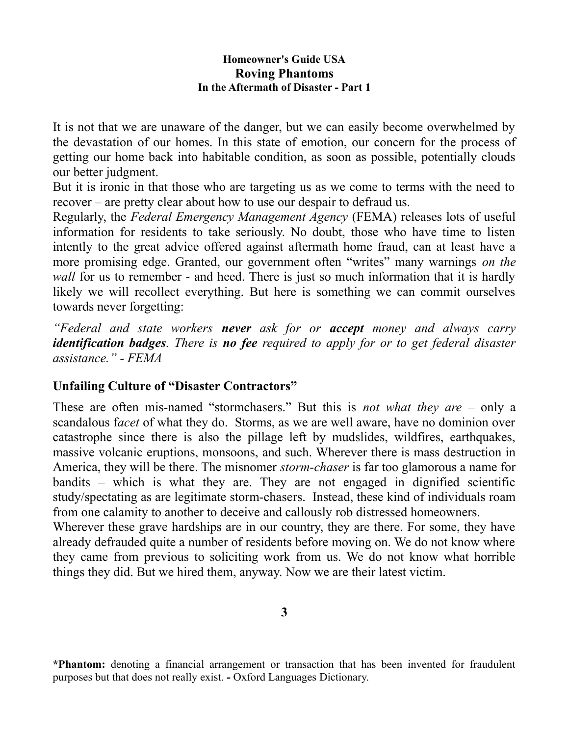**Homeowner's Guide USA**
## Roving Phantoms
**In the Aftermath of Disaster - Part 1**

It is not that we are unaware of the danger, but we can easily become overwhelmed by the devastation of our homes. In this state of emotion, our concern for the process of getting our home back into habitable condition, as soon as possible, potentially clouds our better judgment.

But it is ironic in that those who are targeting us as we come to terms with the need to recover – are pretty clear about how to use our despair to defraud us.

Regularly, the *Federal Emergency Management Agency* (FEMA) releases lots of useful information for residents to take seriously. No doubt, those who have time to listen intently to the great advice offered against aftermath home fraud, can at least have a more promising edge. Granted, our government often "writes" many warnings *on the wall* for us to remember - and heed. There is just so much information that it is hardly likely we will recollect everything. But here is something we can commit ourselves towards never forgetting:

*"Federal and state workers **never** ask for or **accept** money and always carry **identification badges**. There is **no fee** required to apply for or to get federal disaster assistance." - FEMA*

### Unfailing Culture of "Disaster Contractors"

These are often mis-named "stormchasers." But this is *not what they are* – only a scandalous f*acet* of what they do. Storms, as we are well aware, have no dominion over catastrophe since there is also the pillage left by mudslides, wildfires, earthquakes, massive volcanic eruptions, monsoons, and such. Wherever there is mass destruction in America, they will be there. The misnomer *storm-chaser* is far too glamorous a name for bandits – which is what they are. They are not engaged in dignified scientific study/spectating as are legitimate storm-chasers. Instead, these kind of individuals roam from one calamity to another to deceive and callously rob distressed homeowners.

Wherever these grave hardships are in our country, they are there. For some, they have already defrauded quite a number of residents before moving on. We do not know where they came from previous to soliciting work from us. We do not know what horrible things they did. But we hired them, anyway. Now we are their latest victim.

**\*Phantom:** denoting a financial arrangement or transaction that has been invented for fraudulent purposes but that does not really exist. **-** Oxford Languages Dictionary.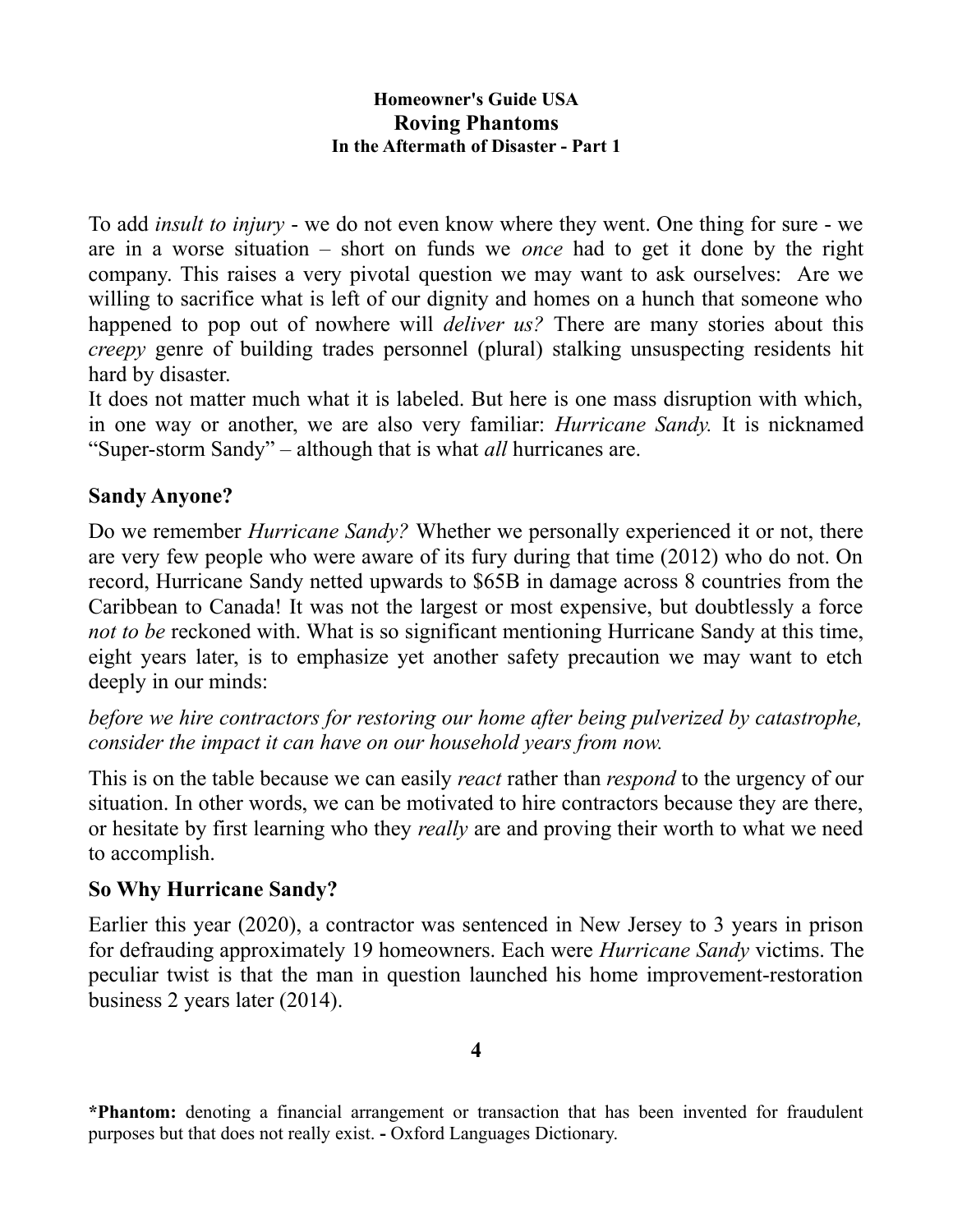To add *insult to injury* - we do not even know where they went. One thing for sure - we are in a worse situation – short on funds we *once* had to get it done by the right company. This raises a very pivotal question we may want to ask ourselves: Are we willing to sacrifice what is left of our dignity and homes on a hunch that someone who happened to pop out of nowhere will *deliver us?* There are many stories about this *creepy* genre of building trades personnel (plural) stalking unsuspecting residents hit hard by disaster.

It does not matter much what it is labeled. But here is one mass disruption with which, in one way or another, we are also very familiar: *Hurricane Sandy.* It is nicknamed "Super-storm Sandy" – although that is what *all* hurricanes are.

## Sandy Anyone?

Do we remember *Hurricane Sandy?* Whether we personally experienced it or not, there are very few people who were aware of its fury during that time (2012) who do not. On record, Hurricane Sandy netted upwards to $65B in damage across 8 countries from the Caribbean to Canada! It was not the largest or most expensive, but doubtlessly a force *not to be* reckoned with. What is so significant mentioning Hurricane Sandy at this time, eight years later, is to emphasize yet another safety precaution we may want to etch deeply in our minds:

*before we hire contractors for restoring our home after being pulverized by catastrophe, consider the impact it can have on our household years from now.*

This is on the table because we can easily *react* rather than *respond* to the urgency of our situation. In other words, we can be motivated to hire contractors because they are there, or hesitate by first learning who they *really* are and proving their worth to what we need to accomplish.

## So Why Hurricane Sandy?

Earlier this year (2020), a contractor was sentenced in New Jersey to 3 years in prison for defrauding approximately 19 homeowners. Each were *Hurricane Sandy* victims. The peculiar twist is that the man in question launched his home improvement-restoration business 2 years later (2014).

**\*Phantom:** denoting a financial arrangement or transaction that has been invented for fraudulent purposes but that does not really exist. **-** Oxford Languages Dictionary.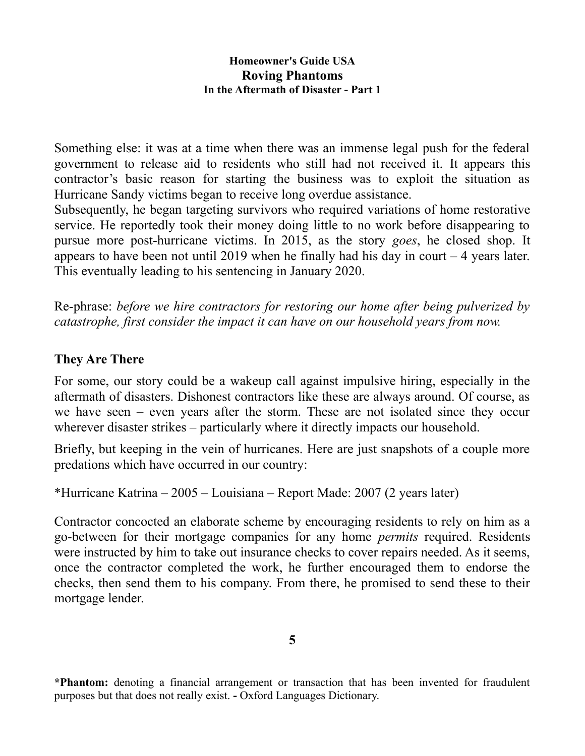Something else: it was at a time when there was an immense legal push for the federal government to release aid to residents who still had not received it. It appears this contractor's basic reason for starting the business was to exploit the situation as Hurricane Sandy victims began to receive long overdue assistance.
Subsequently, he began targeting survivors who required variations of home restorative service. He reportedly took their money doing little to no work before disappearing to pursue more post-hurricane victims. In 2015, as the story *goes*, he closed shop. It appears to have been not until 2019 when he finally had his day in court – 4 years later. This eventually leading to his sentencing in January 2020.

Re-phrase: *before we hire contractors for restoring our home after being pulverized by catastrophe, first consider the impact it can have on our household years from now.*

## They Are There

For some, our story could be a wakeup call against impulsive hiring, especially in the aftermath of disasters. Dishonest contractors like these are always around. Of course, as we have seen – even years after the storm. These are not isolated since they occur wherever disaster strikes – particularly where it directly impacts our household.

Briefly, but keeping in the vein of hurricanes. Here are just snapshots of a couple more predations which have occurred in our country:

*Hurricane Katrina – 2005 – Louisiana – Report Made: 2007 (2 years later)

Contractor concocted an elaborate scheme by encouraging residents to rely on him as a go-between for their mortgage companies for any home *permits* required. Residents were instructed by him to take out insurance checks to cover repairs needed. As it seems, once the contractor completed the work, he further encouraged them to endorse the checks, then send them to his company. From there, he promised to send these to their mortgage lender.

**\*Phantom:** denoting a financial arrangement or transaction that has been invented for fraudulent purposes but that does not really exist. **-** Oxford Languages Dictionary.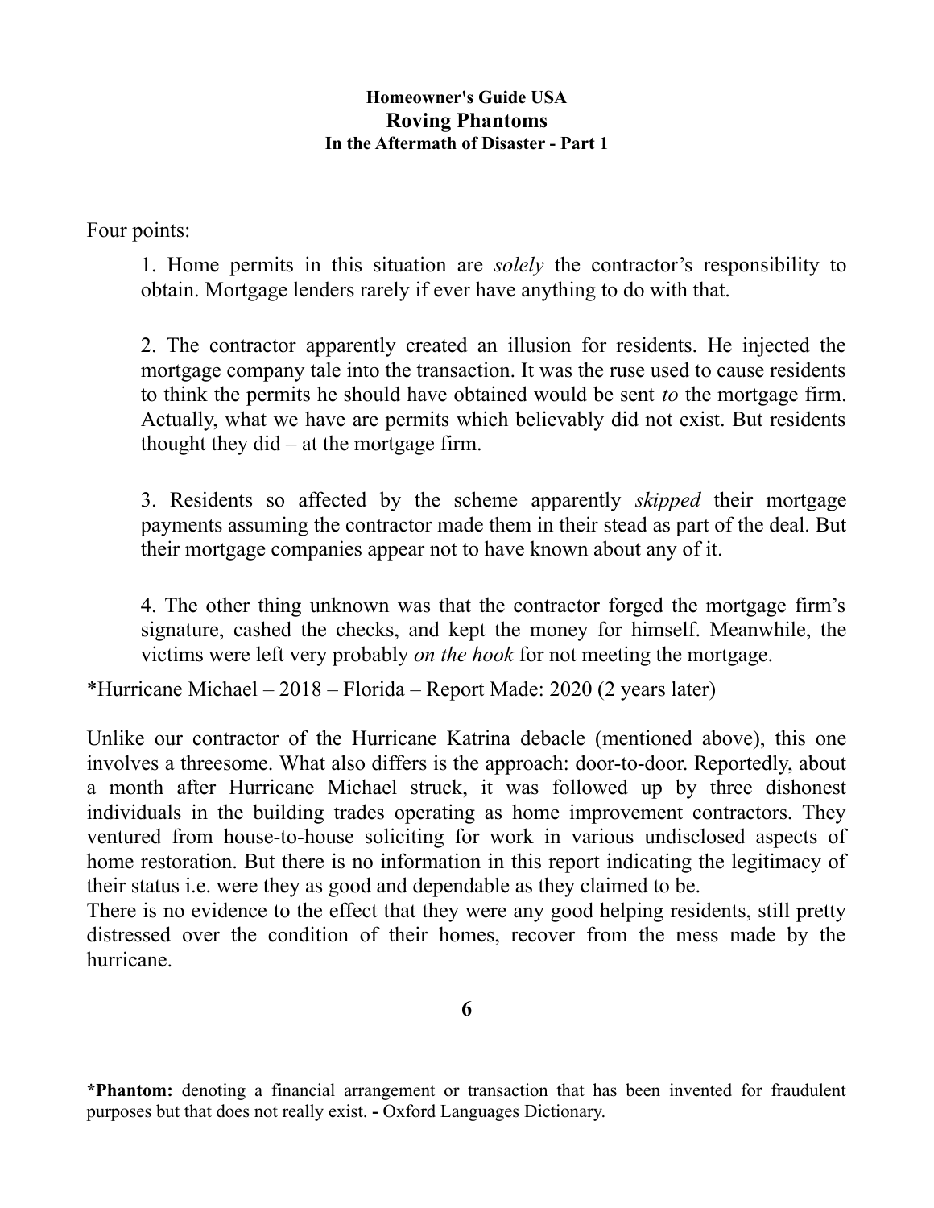**Homeowner's Guide USA**
## Roving Phantoms
**In the Aftermath of Disaster - Part 1**

Four points:

> 1. Home permits in this situation are *solely* the contractor's responsibility to obtain. Mortgage lenders rarely if ever have anything to do with that.
>
> 2. The contractor apparently created an illusion for residents. He injected the mortgage company tale into the transaction. It was the ruse used to cause residents to think the permits he should have obtained would be sent *to* the mortgage firm. Actually, what we have are permits which believably did not exist. But residents thought they did – at the mortgage firm.
>
> 3. Residents so affected by the scheme apparently *skipped* their mortgage payments assuming the contractor made them in their stead as part of the deal. But their mortgage companies appear not to have known about any of it.
>
> 4. The other thing unknown was that the contractor forged the mortgage firm's signature, cashed the checks, and kept the money for himself. Meanwhile, the victims were left very probably *on the hook* for not meeting the mortgage.

*Hurricane Michael – 2018 – Florida – Report Made: 2020 (2 years later)

Unlike our contractor of the Hurricane Katrina debacle (mentioned above), this one involves a threesome. What also differs is the approach: door-to-door. Reportedly, about a month after Hurricane Michael struck, it was followed up by three dishonest individuals in the building trades operating as home improvement contractors. They ventured from house-to-house soliciting for work in various undisclosed aspects of home restoration. But there is no information in this report indicating the legitimacy of their status i.e. were they as good and dependable as they claimed to be.
There is no evidence to the effect that they were any good helping residents, still pretty distressed over the condition of their homes, recover from the mess made by the hurricane.

**\*Phantom:** denoting a financial arrangement or transaction that has been invented for fraudulent purposes but that does not really exist. **-** Oxford Languages Dictionary.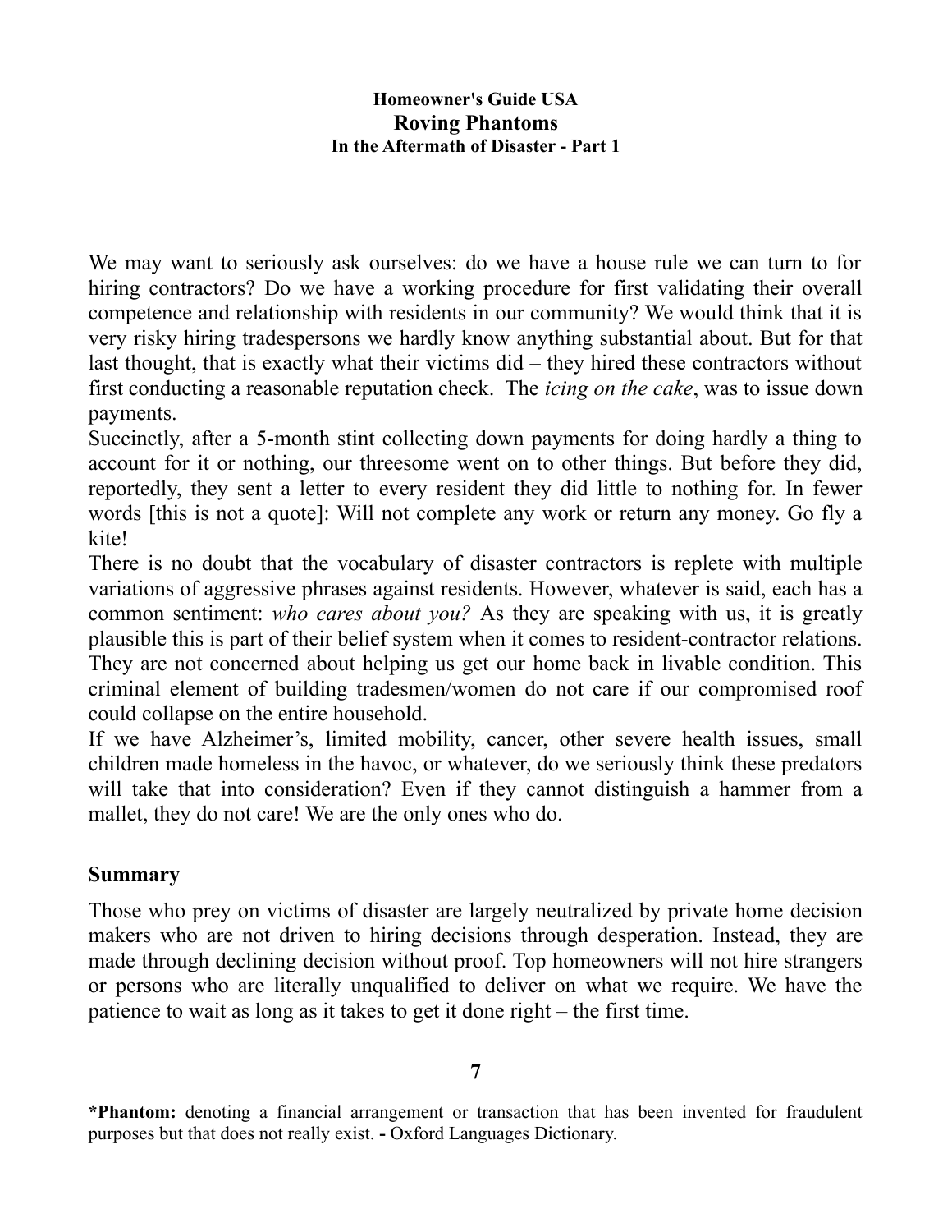**Homeowner's Guide USA**
**Roving Phantoms**
**In the Aftermath of Disaster - Part 1**

We may want to seriously ask ourselves: do we have a house rule we can turn to for hiring contractors? Do we have a working procedure for first validating their overall competence and relationship with residents in our community? We would think that it is very risky hiring tradespersons we hardly know anything substantial about. But for that last thought, that is exactly what their victims did – they hired these contractors without first conducting a reasonable reputation check. The *icing on the cake*, was to issue down payments.

Succinctly, after a 5-month stint collecting down payments for doing hardly a thing to account for it or nothing, our threesome went on to other things. But before they did, reportedly, they sent a letter to every resident they did little to nothing for. In fewer words [this is not a quote]: Will not complete any work or return any money. Go fly a kite!

There is no doubt that the vocabulary of disaster contractors is replete with multiple variations of aggressive phrases against residents. However, whatever is said, each has a common sentiment: *who cares about you?* As they are speaking with us, it is greatly plausible this is part of their belief system when it comes to resident-contractor relations. They are not concerned about helping us get our home back in livable condition. This criminal element of building tradesmen/women do not care if our compromised roof could collapse on the entire household.

If we have Alzheimer's, limited mobility, cancer, other severe health issues, small children made homeless in the havoc, or whatever, do we seriously think these predators will take that into consideration? Even if they cannot distinguish a hammer from a mallet, they do not care! We are the only ones who do.

## Summary

Those who prey on victims of disaster are largely neutralized by private home decision makers who are not driven to hiring decisions through desperation. Instead, they are made through declining decision without proof. Top homeowners will not hire strangers or persons who are literally unqualified to deliver on what we require. We have the patience to wait as long as it takes to get it done right – the first time.

**\*Phantom:** denoting a financial arrangement or transaction that has been invented for fraudulent purposes but that does not really exist. **-** Oxford Languages Dictionary.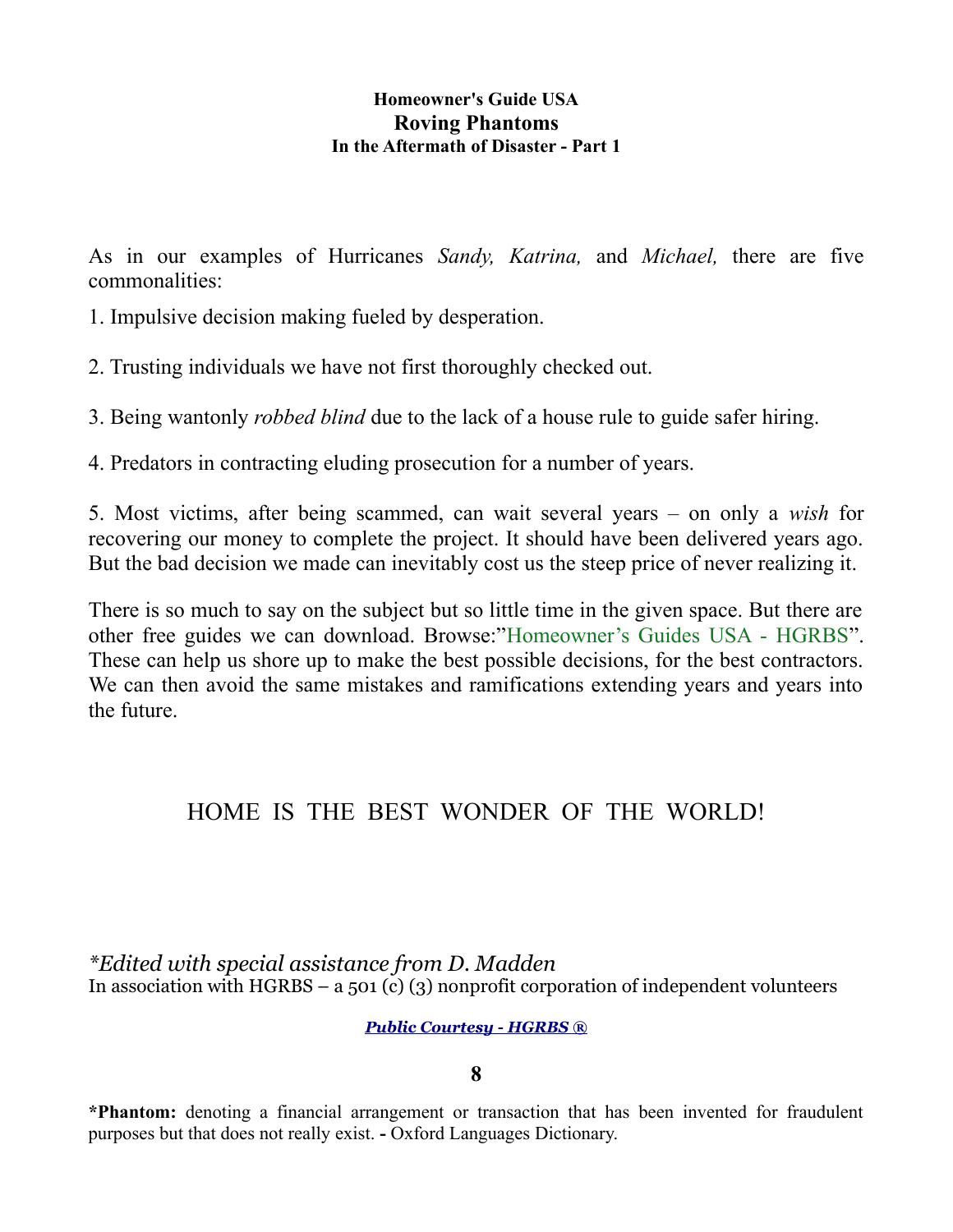**Homeowner's Guide USA**
**Roving Phantoms**
**In the Aftermath of Disaster - Part 1**

As in our examples of Hurricanes *Sandy, Katrina,* and *Michael,* there are five commonalities:

1. Impulsive decision making fueled by desperation.

2. Trusting individuals we have not first thoroughly checked out.

3. Being wantonly *robbed blind* due to the lack of a house rule to guide safer hiring.

4. Predators in contracting eluding prosecution for a number of years.

5. Most victims, after being scammed, can wait several years – on only a *wish* for recovering our money to complete the project. It should have been delivered years ago. But the bad decision we made can inevitably cost us the steep price of never realizing it.

There is so much to say on the subject but so little time in the given space. But there are other free guides we can download. Browse:"Homeowner's Guides USA - HGRBS". These can help us shore up to make the best possible decisions, for the best contractors. We can then avoid the same mistakes and ramifications extending years and years into the future.

HOME IS THE BEST WONDER OF THE WORLD!

*\*Edited with special assistance from D. Madden*
In association with HGRBS – a 501 (c) (3) nonprofit corporation of independent volunteers

***Public Courtesy - HGRBS ®***

**\*Phantom:** denoting a financial arrangement or transaction that has been invented for fraudulent purposes but that does not really exist. **-** Oxford Languages Dictionary.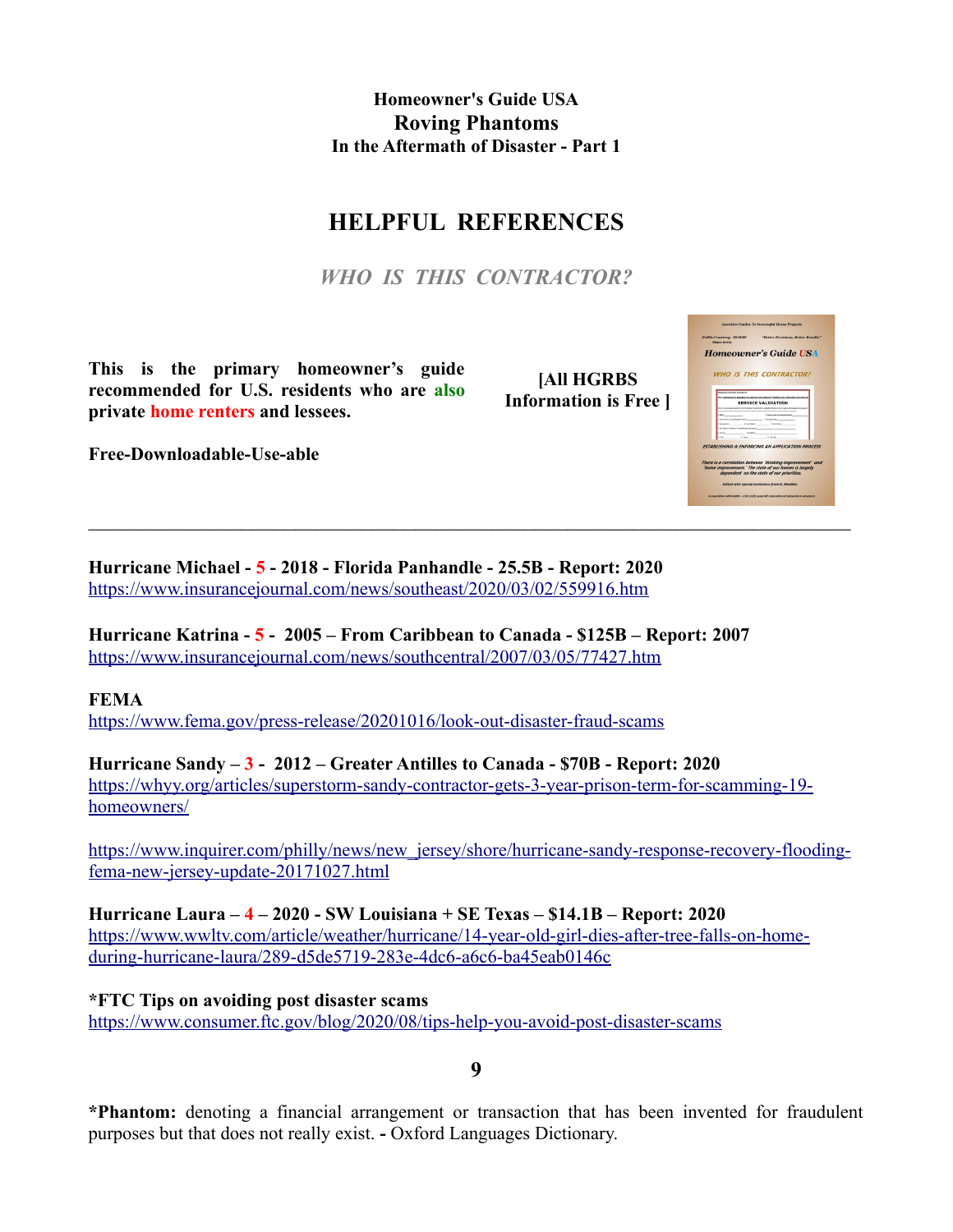**Homeowner's Guide USA**
**Roving Phantoms**
**In the Aftermath of Disaster - Part 1**

# HELPFUL REFERENCES

*WHO IS THIS CONTRACTOR?*

**This is the primary homeowner's guide recommended for U.S. residents who are also private home renters and lessees.**

**[All HGRBS Information is Free ]**

**Free-Downloadable-Use-able**

---

**Hurricane Michael - 5 - 2018 - Florida Panhandle - 25.5B - Report: 2020**
https://www.insurancejournal.com/news/southeast/2020/03/02/559916.htm

**Hurricane Katrina - 5 - 2005 – From Caribbean to Canada - $125B – Report: 2007**
https://www.insurancejournal.com/news/southcentral/2007/03/05/77427.htm

**FEMA**
https://www.fema.gov/press-release/20201016/look-out-disaster-fraud-scams

**Hurricane Sandy – 3 - 2012 – Greater Antilles to Canada - $70B - Report: 2020**
https://whyy.org/articles/superstorm-sandy-contractor-gets-3-year-prison-term-for-scamming-19-homeowners/

https://www.inquirer.com/philly/news/new_jersey/shore/hurricane-sandy-response-recovery-flooding-fema-new-jersey-update-20171027.html

**Hurricane Laura – 4 – 2020 - SW Louisiana + SE Texas – $14.1B – Report: 2020**
https://www.wwltv.com/article/weather/hurricane/14-year-old-girl-dies-after-tree-falls-on-home-during-hurricane-laura/289-d5de5719-283e-4dc6-a6c6-ba45eab0146c

**\*FTC Tips on avoiding post disaster scams**
https://www.consumer.ftc.gov/blog/2020/08/tips-help-you-avoid-post-disaster-scams

**\*Phantom:** denoting a financial arrangement or transaction that has been invented for fraudulent purposes but that does not really exist. **-** Oxford Languages Dictionary.